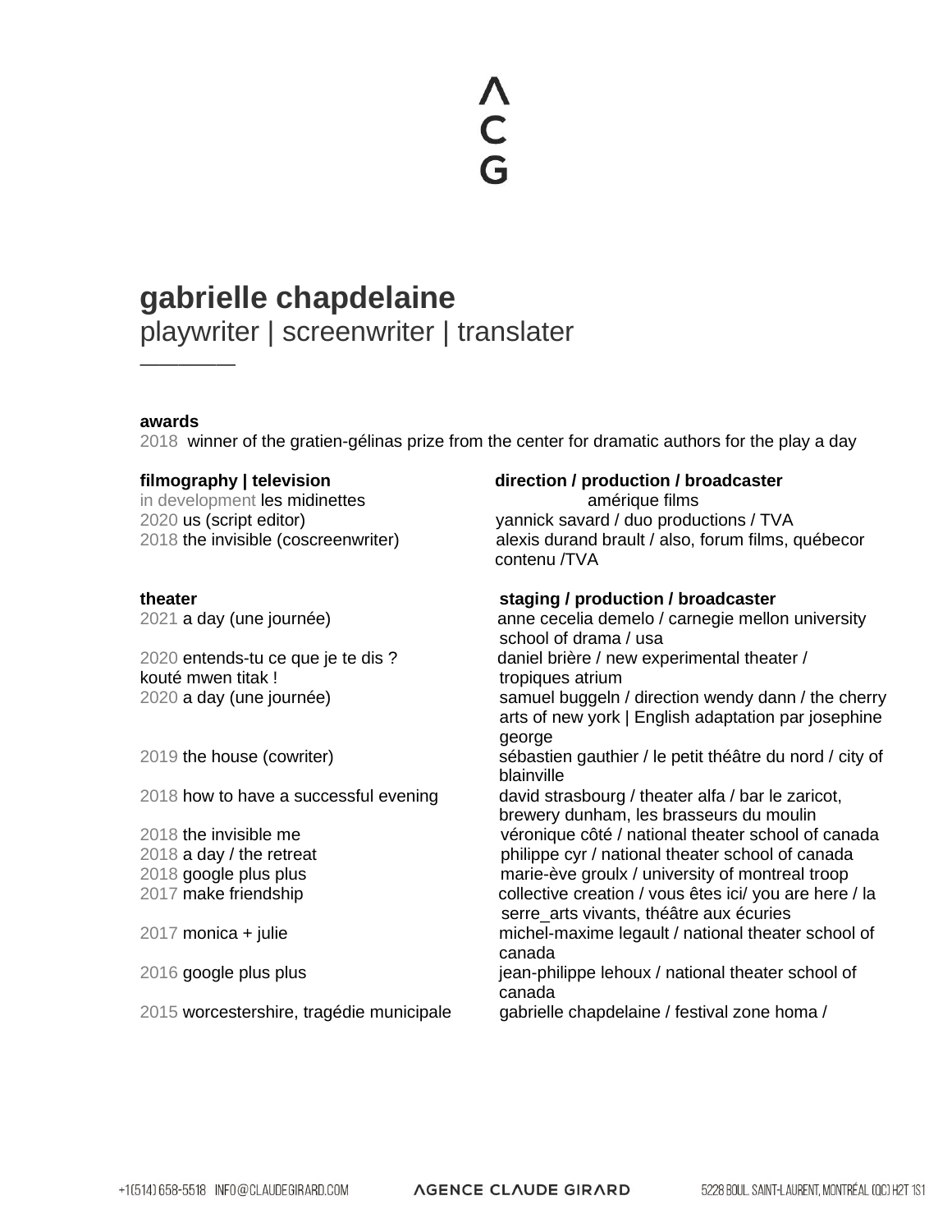# gabrielle chapdelaine

playwriter | screenwriter | translater

---

**awards**

2018 winner of the gratien-gélinas prize from the center for dramatic authors for the play a day

| **filmography \| television** | **direction / production / broadcaster** |
|---|---|
| in development les midinettes | amérique films |
| 2020 us (script editor) | yannick savard / duo productions / TVA |
| 2018 the invisible (coscreenwriter) | alexis durand brault / also, forum films, québecor contenu /TVA |

| **theater** | **staging / production / broadcaster** |
|---|---|
| 2021 a day (une journée) | anne cecelia demelo / carnegie mellon university school of drama / usa |
| 2020 entends-tu ce que je te dis ? kouté mwen titak ! | daniel brière / new experimental theater / tropiques atrium |
| 2020 a day (une journée) | samuel buggeln / direction wendy dann / the cherry arts of new york \| English adaptation par josephine george |
| 2019 the house (cowriter) | sébastien gauthier / le petit théâtre du nord / city of blainville |
| 2018 how to have a successful evening | david strasbourg / theater alfa / bar le zaricot, brewery dunham, les brasseurs du moulin |
| 2018 the invisible me | véronique côté / national theater school of canada |
| 2018 a day / the retreat | philippe cyr / national theater school of canada |
| 2018 google plus plus | marie-ève groulx / university of montreal troop |
| 2017 make friendship | collective creation / vous êtes ici/ you are here / la serre_arts vivants, théâtre aux écuries |
| 2017 monica + julie | michel-maxime legault / national theater school of canada |
| 2016 google plus plus | jean-philippe lehoux / national theater school of canada |
| 2015 worcestershire, tragédie municipale | gabrielle chapdelaine / festival zone homa / |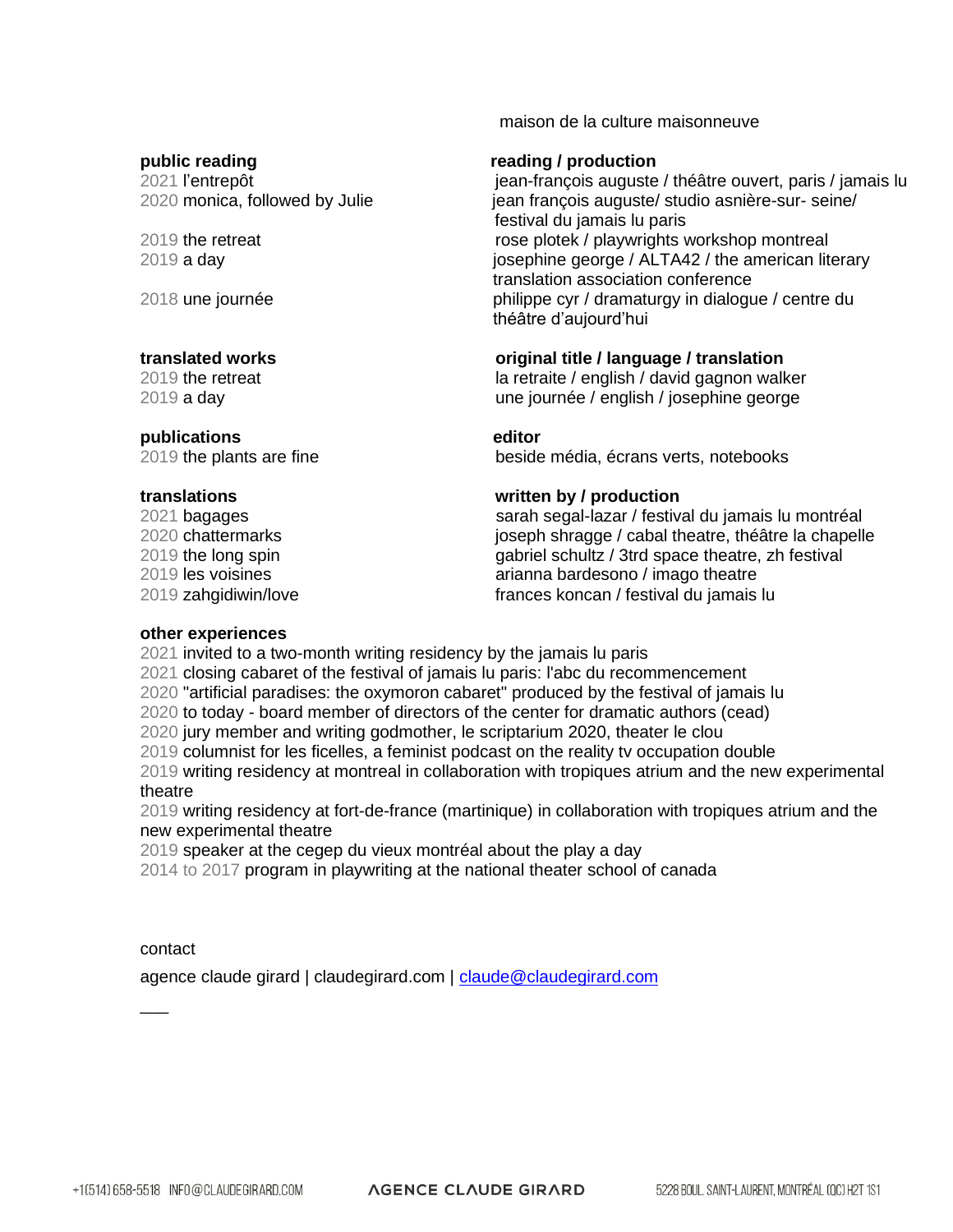maison de la culture maisonneuve

| public reading | reading / production |
| --- | --- |
| 2021 l'entrepôt | jean-françois auguste / théâtre ouvert, paris / jamais lu |
| 2020 monica, followed by Julie | jean françois auguste/ studio asnière-sur- seine/ festival du jamais lu paris |
| 2019 the retreat | rose plotek / playwrights workshop montreal |
| 2019 a day | josephine george / ALTA42 / the american literary translation association conference |
| 2018 une journée | philippe cyr / dramaturgy in dialogue / centre du théâtre d'aujourd'hui |

| translated works | original title / language / translation |
| --- | --- |
| 2019 the retreat | la retraite / english / david gagnon walker |
| 2019 a day | une journée / english / josephine george |

| publications | editor |
| --- | --- |
| 2019 the plants are fine | beside média, écrans verts, notebooks |

| translations | written by / production |
| --- | --- |
| 2021 bagages | sarah segal-lazar / festival du jamais lu montréal |
| 2020 chattermarks | joseph shragge / cabal theatre, théâtre la chapelle |
| 2019 the long spin | gabriel schultz / 3trd space theatre, zh festival |
| 2019 les voisines | arianna bardesono / imago theatre |
| 2019 zahgidiwin/love | frances koncan / festival du jamais lu |

**other experiences**

2021 invited to a two-month writing residency by the jamais lu paris
2021 closing cabaret of the festival of jamais lu paris: l'abc du recommencement
2020 "artificial paradises: the oxymoron cabaret" produced by the festival of jamais lu
2020 to today - board member of directors of the center for dramatic authors (cead)
2020 jury member and writing godmother, le scriptarium 2020, theater le clou
2019 columnist for les ficelles, a feminist podcast on the reality tv occupation double
2019 writing residency at montreal in collaboration with tropiques atrium and the new experimental theatre
2019 writing residency at fort-de-france (martinique) in collaboration with tropiques atrium and the new experimental theatre
2019 speaker at the cegep du vieux montréal about the play a day
2014 to 2017 program in playwriting at the national theater school of canada

contact

agence claude girard | claudegirard.com | claude@claudegirard.com

___